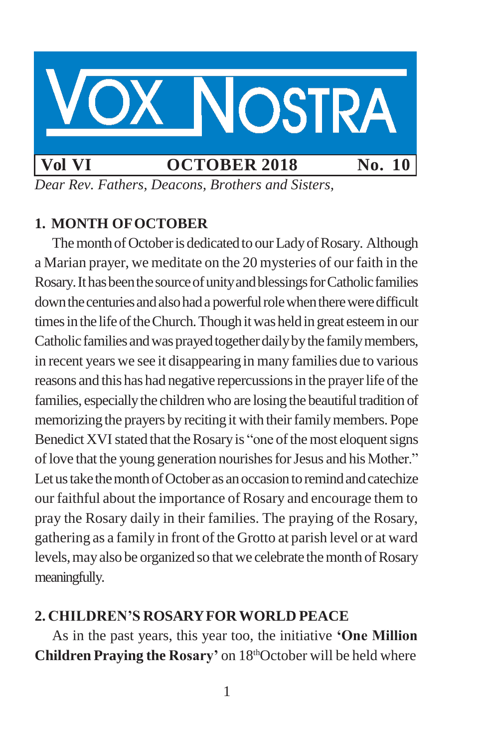# VOX NOSTRA

**Vol VI** **OCTOBER 2018** **No. 10**

*Dear Rev. Fathers, Deacons, Brothers and Sisters,*

## 1. MONTH OF OCTOBER

The month of October is dedicated to our Lady of Rosary. Although a Marian prayer, we meditate on the 20 mysteries of our faith in the Rosary. It has been the source of unity and blessings for Catholic families down the centuries and also had a powerful role when there were difficult times in the life of the Church. Though it was held in great esteem in our Catholic families and was prayed together daily by the family members, in recent years we see it disappearing in many families due to various reasons and this has had negative repercussions in the prayer life of the families, especially the children who are losing the beautiful tradition of memorizing the prayers by reciting it with their family members. Pope Benedict XVI stated that the Rosary is "one of the most eloquent signs of love that the young generation nourishes for Jesus and his Mother." Let us take the month of October as an occasion to remind and catechize our faithful about the importance of Rosary and encourage them to pray the Rosary daily in their families. The praying of the Rosary, gathering as a family in front of the Grotto at parish level or at ward levels, may also be organized so that we celebrate the month of Rosary meaningfully.

## 2. CHILDREN'S ROSARY FOR WORLD PEACE

As in the past years, this year too, the initiative **'One Million Children Praying the Rosary'** on 18th October will be held where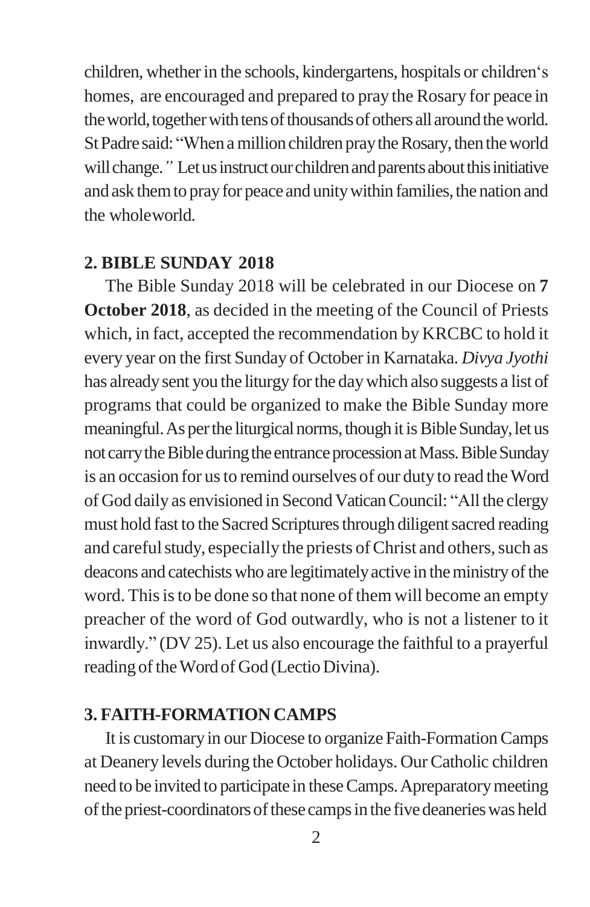children, whether in the schools, kindergartens, hospitals or children's homes, are encouraged and prepared to pray the Rosary for peace in the world, together with tens of thousands of others all around the world. St Padre said: "When a million children pray the Rosary, then the world will change." Let us instruct our children and parents about this initiative and ask them to pray for peace and unity within families, the nation and the wholeworld.

## 2. BIBLE SUNDAY 2018

The Bible Sunday 2018 will be celebrated in our Diocese on **7 October 2018**, as decided in the meeting of the Council of Priests which, in fact, accepted the recommendation by KRCBC to hold it every year on the first Sunday of October in Karnataka. *Divya Jyothi* has already sent you the liturgy for the day which also suggests a list of programs that could be organized to make the Bible Sunday more meaningful. As per the liturgical norms, though it is Bible Sunday, let us not carry the Bible during the entrance procession at Mass. Bible Sunday is an occasion for us to remind ourselves of our duty to read the Word of God daily as envisioned in Second Vatican Council: "All the clergy must hold fast to the Sacred Scriptures through diligent sacred reading and careful study, especially the priests of Christ and others, such as deacons and catechists who are legitimately active in the ministry of the word. This is to be done so that none of them will become an empty preacher of the word of God outwardly, who is not a listener to it inwardly." (DV 25). Let us also encourage the faithful to a prayerful reading of the Word of God (Lectio Divina).

## 3. FAITH-FORMATION CAMPS

It is customary in our Diocese to organize Faith-Formation Camps at Deanery levels during the October holidays. Our Catholic children need to be invited to participate in these Camps. Apreparatory meeting of the priest-coordinators of these camps in the five deaneries was held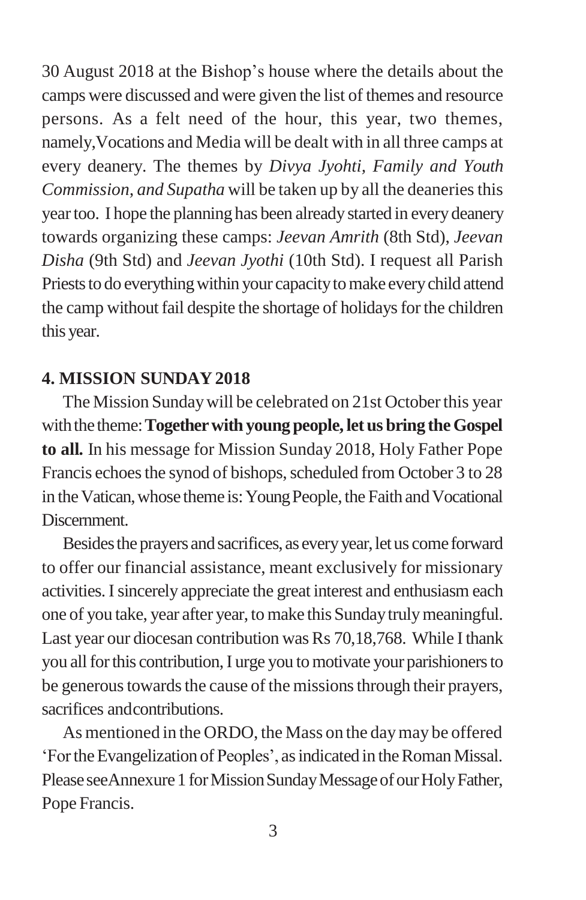30 August 2018 at the Bishop's house where the details about the camps were discussed and were given the list of themes and resource persons. As a felt need of the hour, this year, two themes, namely,Vocations and Media will be dealt with in all three camps at every deanery. The themes by *Divya Jyohti, Family and Youth Commission, and Supatha* will be taken up by all the deaneries this year too. I hope the planning has been already started in every deanery towards organizing these camps: *Jeevan Amrith* (8th Std), *Jeevan Disha* (9th Std) and *Jeevan Jyothi* (10th Std). I request all Parish Priests to do everything within your capacity to make every child attend the camp without fail despite the shortage of holidays for the children this year.

## 4. MISSION SUNDAY 2018

The Mission Sunday will be celebrated on 21st October this year with the theme: **Together with young people, let us bring the Gospel to all.** In his message for Mission Sunday 2018, Holy Father Pope Francis echoes the synod of bishops, scheduled from October 3 to 28 in the Vatican, whose theme is: Young People, the Faith and Vocational Discernment.

Besides the prayers and sacrifices, as every year, let us come forward to offer our financial assistance, meant exclusively for missionary activities. I sincerely appreciate the great interest and enthusiasm each one of you take, year after year, to make this Sunday truly meaningful. Last year our diocesan contribution was Rs 70,18,768. While I thank you all for this contribution, I urge you to motivate your parishioners to be generous towards the cause of the missions through their prayers, sacrifices andcontributions.

As mentioned in the ORDO, the Mass on the day may be offered 'For the Evangelization of Peoples', as indicated in the Roman Missal. Please seeAnnexure 1 for Mission Sunday Message of our Holy Father, Pope Francis.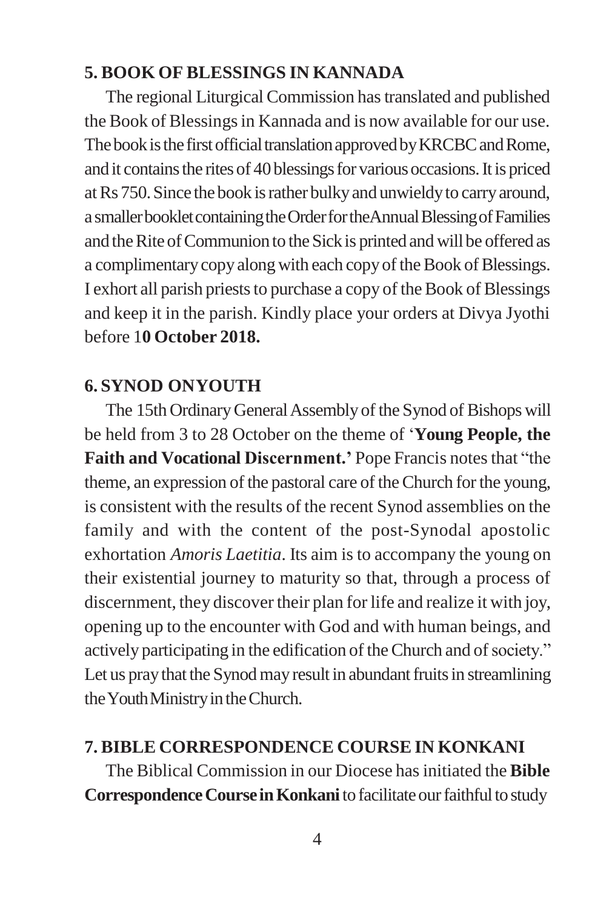## 5. BOOK OF BLESSINGS IN KANNADA

The regional Liturgical Commission has translated and published the Book of Blessings in Kannada and is now available for our use. The book is the first official translation approved by KRCBC and Rome, and it contains the rites of 40 blessings for various occasions. It is priced at Rs 750. Since the book is rather bulky and unwieldy to carry around, a smaller booklet containing the Order for the Annual Blessing of Families and the Rite of Communion to the Sick is printed and will be offered as a complimentary copy along with each copy of the Book of Blessings. I exhort all parish priests to purchase a copy of the Book of Blessings and keep it in the parish. Kindly place your orders at Divya Jyothi before 1**0 October 2018.**

## 6. SYNOD ONYOUTH

The 15th Ordinary General Assembly of the Synod of Bishops will be held from 3 to 28 October on the theme of '**Young People, the Faith and Vocational Discernment.'** Pope Francis notes that "the theme, an expression of the pastoral care of the Church for the young, is consistent with the results of the recent Synod assemblies on the family and with the content of the post-Synodal apostolic exhortation *Amoris Laetitia*. Its aim is to accompany the young on their existential journey to maturity so that, through a process of discernment, they discover their plan for life and realize it with joy, opening up to the encounter with God and with human beings, and actively participating in the edification of the Church and of society." Let us pray that the Synod may result in abundant fruits in streamlining the Youth Ministry in the Church.

## 7. BIBLE CORRESPONDENCE COURSE IN KONKANI

The Biblical Commission in our Diocese has initiated the **Bible Correspondence Course in Konkani** to facilitate our faithful to study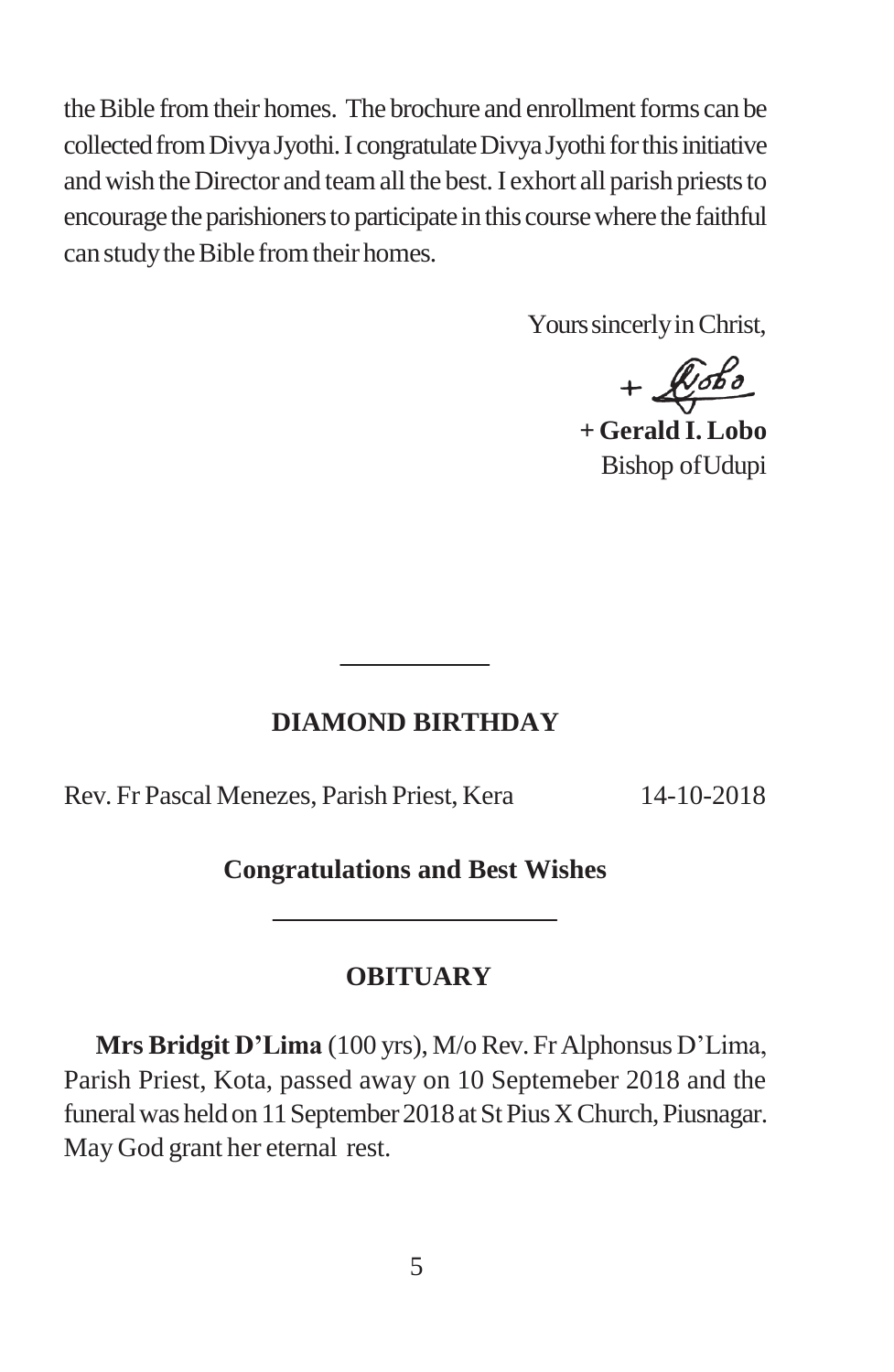the Bible from their homes. The brochure and enrollment forms can be collected from Divya Jyothi. I congratulate Divya Jyothi for this initiative and wish the Director and team all the best. I exhort all parish priests to encourage the parishioners to participate in this course where the faithful can study the Bible from their homes.

Yours sincerly in Christ,

**+ Gerald I. Lobo**
Bishop of Udupi

---

## DIAMOND BIRTHDAY

Rev. Fr Pascal Menezes, Parish Priest, Kera 14-10-2018

**Congratulations and Best Wishes**

---

## OBITUARY

**Mrs Bridgit D'Lima** (100 yrs), M/o Rev. Fr Alphonsus D'Lima, Parish Priest, Kota, passed away on 10 Septemeber 2018 and the funeral was held on 11 September 2018 at St Pius X Church, Piusnagar. May God grant her eternal rest.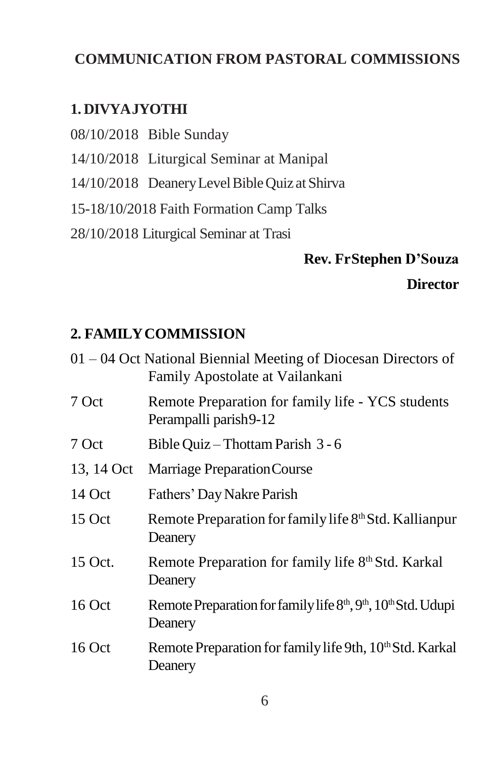# COMMUNICATION FROM PASTORAL COMMISSIONS

## 1. DIVYAJYOTHI

08/10/2018 Bible Sunday

14/10/2018 Liturgical Seminar at Manipal

14/10/2018 Deanery Level Bible Quiz at Shirva

15-18/10/2018 Faith Formation Camp Talks

28/10/2018 Liturgical Seminar at Trasi

**Rev. FrStephen D'Souza**

**Director**

## 2. FAMILY COMMISSION

| Date | Event |
|---|---|
| 01 – 04 Oct | National Biennial Meeting of Diocesan Directors of Family Apostolate at Vailankani |
| 7 Oct | Remote Preparation for family life - YCS students Perampalli parish9-12 |
| 7 Oct | Bible Quiz – Thottam Parish 3 - 6 |
| 13, 14 Oct | Marriage Preparation Course |
| 14 Oct | Fathers' Day Nakre Parish |
| 15 Oct | Remote Preparation for family life 8th Std. Kallianpur Deanery |
| 15 Oct. | Remote Preparation for family life 8th Std. Karkal Deanery |
| 16 Oct | Remote Preparation for family life 8th, 9th, 10th Std. Udupi Deanery |
| 16 Oct | Remote Preparation for family life 9th, 10th Std. Karkal Deanery |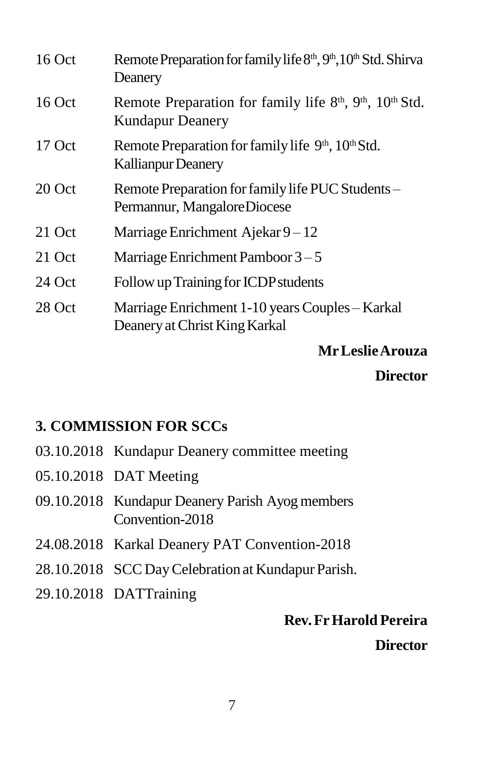| | |
|---|---|
| 16 Oct | Remote Preparation for family life 8th, 9th, 10th Std. Shirva Deanery |
| 16 Oct | Remote Preparation for family life 8th, 9th, 10th Std. Kundapur Deanery |
| 17 Oct | Remote Preparation for family life 9th, 10th Std. Kallianpur Deanery |
| 20 Oct | Remote Preparation for family life PUC Students – Permannur, Mangalore Diocese |
| 21 Oct | Marriage Enrichment Ajekar 9 – 12 |
| 21 Oct | Marriage Enrichment Pamboor 3 – 5 |
| 24 Oct | Follow up Training for ICDP students |
| 28 Oct | Marriage Enrichment 1-10 years Couples – Karkal Deanery at Christ King Karkal |

**Mr Leslie Arouza**

**Director**

## 3. COMMISSION FOR SCCs

| | |
|---|---|
| 03.10.2018 | Kundapur Deanery committee meeting |
| 05.10.2018 | DAT Meeting |
| 09.10.2018 | Kundapur Deanery Parish Ayog members Convention-2018 |
| 24.08.2018 | Karkal Deanery PAT Convention-2018 |
| 28.10.2018 | SCC Day Celebration at Kundapur Parish. |
| 29.10.2018 | DATTraining |

**Rev. Fr Harold Pereira**

**Director**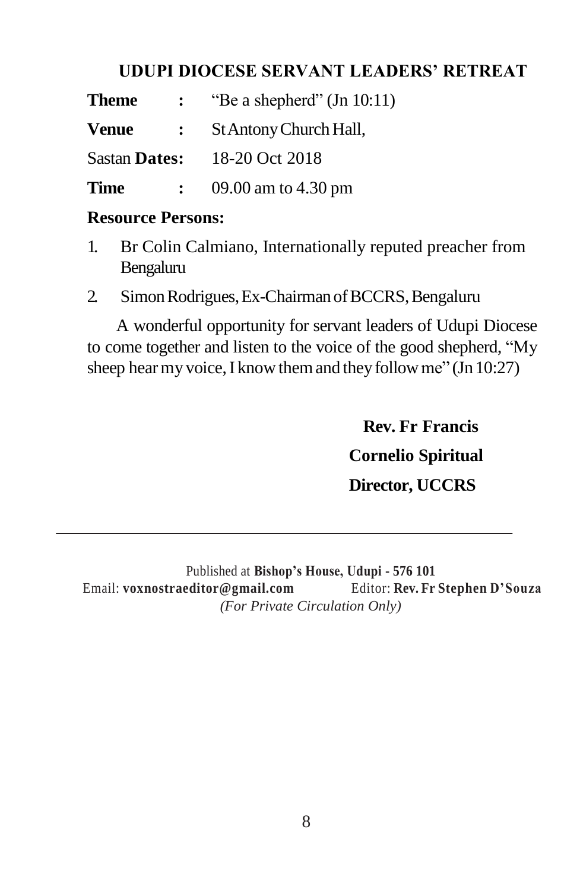## UDUPI DIOCESE SERVANT LEADERS' RETREAT

**Theme** : "Be a shepherd" (Jn 10:11)

**Venue** : St Antony Church Hall,

Sastan **Dates:** 18-20 Oct 2018

**Time** : 09.00 am to 4.30 pm

**Resource Persons:**

1. Br Colin Calmiano, Internationally reputed preacher from Bengaluru
2. Simon Rodrigues, Ex-Chairman of BCCRS, Bengaluru

A wonderful opportunity for servant leaders of Udupi Diocese to come together and listen to the voice of the good shepherd, "My sheep hear my voice, I know them and they follow me" (Jn 10:27)

**Rev. Fr Francis**
**Cornelio Spiritual**
**Director, UCCRS**

---

Published at **Bishop's House, Udupi - 576 101**
Email: **voxnostraeditor@gmail.com** Editor: **Rev. Fr Stephen D'Souza**
*(For Private Circulation Only)*